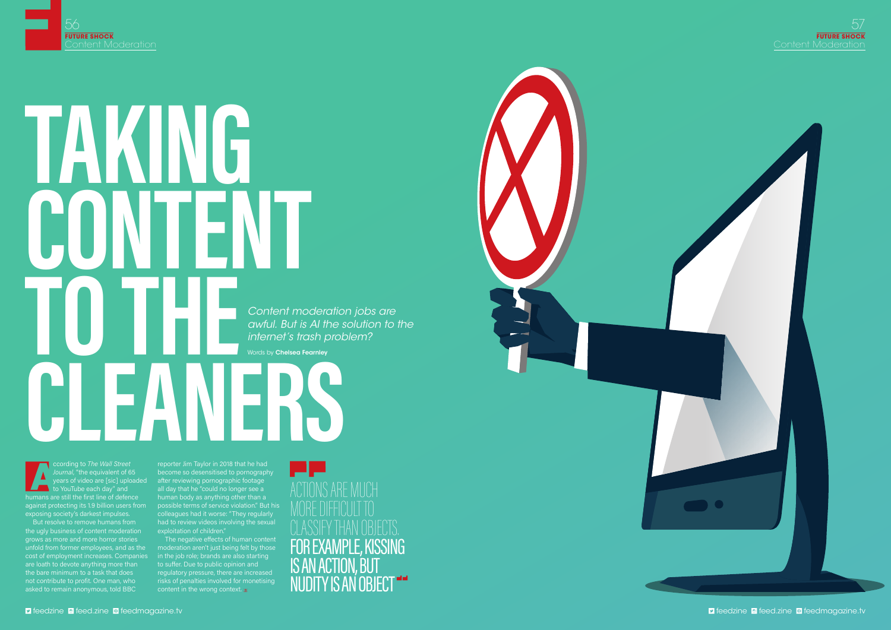# TAKING CONTENT TO THE CLEANERS

*Content moderation jobs are awful. But is AI the solution to the internet's trash problem?*

Words by **Chelsea Fearnley**

According to *The Wall Street Journal*, "the equivalent of 65 years of video are [sic] uploaded to YouTube each day" and humans are still the first line of defence against protecting its 1.9 billion users from exposing society's darkest impulses.

But resolve to remove humans from the ugly business of content moderation grows as more and more horror stories unfold from former employees, and as the cost of employment increases. Companies are loath to devote anything more than the bare minimum to a task that does not contribute to profit. One man, who asked to remain anonymous, told BBC reporter Jim Taylor in 2018 that he had become so desensitised to pornography after reviewing pornographic footage all day that he "could no longer see a human body as anything other than a possible terms of service violation." But his colleagues had it worse: "They regularly had to review videos involving the sexual exploitation of children."

The negative effects of human content moderation aren't just being felt by those in the job role; brands are also starting to suffer. Due to public opinion and regulatory pressure, there are increased risks of penalties involved for monetising content in the wrong context.

> "ACTIONS ARE MUCH MORE DIFFICULT TO CLASSIFY THAN OBJECTS. **FOR EXAMPLE, KISSING IS AN ACTION, BUT NUDITY IS AN OBJECT**"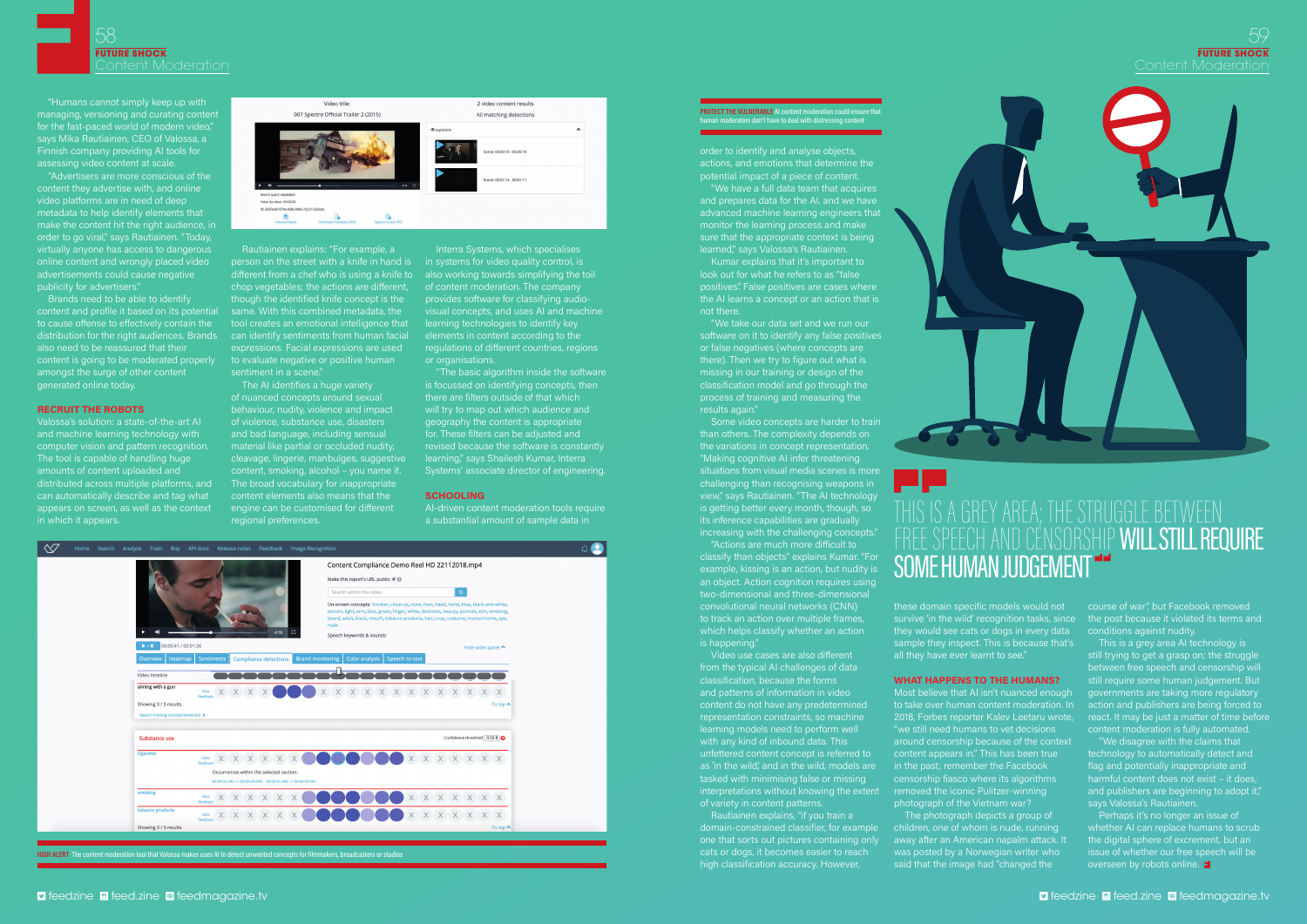"Humans cannot simply keep up with managing, versioning and curating content for the fast-paced world of modern video," says Mika Rautiainen, CEO of Valossa, a Finnish company providing AI tools for assessing video content at scale.

"Advertisers are more conscious of the content they advertise with, and online video platforms are in need of deep metadata to help identify elements that make the content hit the right audience, in order to go viral," says Rautiainen. "Today, virtually anyone has access to dangerous online content and wrongly placed video advertisements could cause negative publicity for advertisers."

Brands need to be able to identify content and profile it based on its potential to cause offense to effectively contain the distribution for the right audiences. Brands also need to be reassured that their content is going to be moderated properly amongst the surge of other content generated online today.

## RECRUIT THE ROBOTS

Valossa's solution: a state-of-the-art AI and machine learning technology with computer vision and pattern recognition. The tool is capable of handling huge amounts of content uploaded and distributed across multiple platforms, and can automatically describe and tag what appears on screen, as well as the context in which it appears.

Rautiainen explains: "For example, a person on the street with a knife in hand is different from a chef who is using a knife to chop vegetables; the actions are different, though the identified knife concept is the same. With this combined metadata, the tool creates an emotional intelligence that can identify sentiments from human facial expressions. Facial expressions are used to evaluate negative or positive human sentiment in a scene."

The AI identifies a huge variety of nuanced concepts around sexual behaviour, nudity, violence and impact of violence, substance use, disasters and bad language, including sensual material like partial or occluded nudity, cleavage, lingerie, manbulges, suggestive content, smoking, alcohol – you name it. The broad vocabulary for inappropriate content elements also means that the engine can be customised for different regional preferences.

Interra Systems, which specialises in systems for video quality control, is also working towards simplifying the toil of content moderation. The company provides software for classifying audio-visual concepts, and uses AI and machine learning technologies to identify key elements in content according to the regulations of different countries, regions or organisations.

"The basic algorithm inside the software is focussed on identifying concepts, then there are filters outside of that which will try to map out which audience and geography the concept is appropriate for. These filters can be adjusted and revised because the software is constantly learning," says Shailesh Kumar, Interra Systems' associate director of engineering.

## SCHOOLING

AI-driven content moderation tools require a substantial amount of sample data in order to identify and analyse objects, actions, and emotions that determine the potential impact of a piece of content.

"We have a full data team that acquires and prepares data for the AI, and we have advanced machine learning engineers that monitor the learning process and make sure that the appropriate context is being learned," says Valossa's Rautiainen.

Kumar explains that it's important to look out for what he refers to as "false positives". False positives are cases where the AI learns a concept or an action that is not there.

"We take our data set and we run our software on it to identify any false positives or false negatives (where concepts are there). Then we try to figure out what is missing in our training or design of the classification model and go through the process of training and measuring the results again."

Some video concepts are harder to train than others. The complexity depends on the variations in concept representation. "Making cognitive AI infer threatening situations from visual media scenes is more challenging than recognising weapons in view," says Rautiainen. "The AI technology is getting better every month, though, so its inference capabilities are gradually increasing with the challenging concepts."

"Actions are much more difficult to classify than objects" explains Kumar. "For example, kissing is an action, but nudity is an object. Action cognition requires using two-dimensional and three-dimensional convolutional neural networks (CNN) to track an action over multiple frames, which helps classify whether an action is happening."

Video use cases are also different from the typical AI challenges of data classification, because the forms and patterns of information in video content do not have any predetermined representation constraints, so machine learning models need to perform well with any kind of inbound data. This unfettered content concept is referred to as 'in the wild', and in the wild, models are tasked with minimising false or missing interpretations without knowing the extent of variety in content patterns.

Rautiainen explains, "if you train a domain-constrained classifier, for example one that sorts out pictures containing only cats or dogs, it becomes easier to reach high classification accuracy. However, these domain specific models would not survive 'in the wild' recognition tasks, since they would see cats or dogs in every data sample they inspect. This is because that's all they have ever learnt to see."

**HIGH ALERT** The content moderation tool that Valossa makes uses AI to detect unwanted concepts for filmmakers, broadcasters or studios

**PROTECT THE VULNERABLE** AI content moderation could ensure that human moderators don't have to deal with distressing content

> THIS IS A GREY AREA; THE STRUGGLE BETWEEN FREE SPEECH AND CENSORSHIP **WILL STILL REQUIRE SOME HUMAN JUDGEMENT**

## WHAT HAPPENS TO THE HUMANS?

Most believe that AI isn't nuanced enough to take over human content moderation. In 2018, Forbes reporter Kalev Leetaru wrote, "we still need humans to vet decisions around censorship because of the context content appears in." This has been true in the past; remember the Facebook censorship fiasco where its algorithms removed the iconic Pulitzer-winning photograph of the Vietnam war?

The photograph depicts a group of children, one of whom is nude, running away after an American napalm attack. It was posted by a Norwegian writer who said that the image had "changed the course of war", but Facebook removed the post because it violated its terms and conditions against nudity.

This is a grey area AI technology is still trying to get a grasp on; the struggle between free speech and censorship will still require some human judgement. But governments are taking more regulatory action and publishers are being forced to react. It may be just a matter of time before content moderation is fully automated.

"We disagree with the claims that technology to automatically detect and flag and potentially inappropriate and harmful content does not exist – it does, and publishers are beginning to adopt it," says Valossa's Rautiainen.

Perhaps it's no longer an issue of whether AI can replace humans to scrub the digital sphere of excrement, but an issue of whether our free speech will be overseen by robots online.